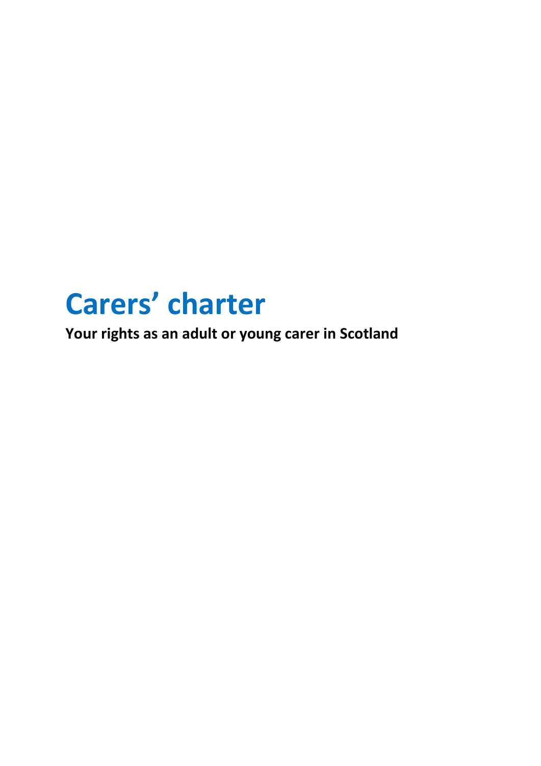# Carers' charter

**Your rights as an adult or young carer in Scotland**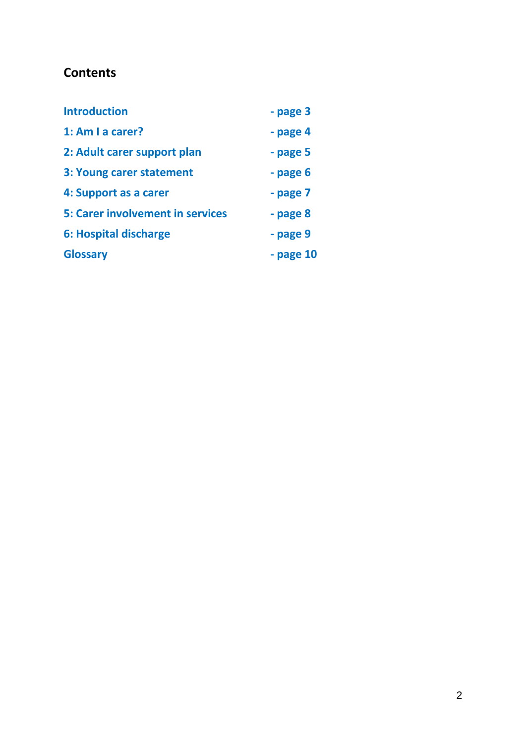## Contents

| | |
|---|---|
| Introduction | - page 3 |
| 1: Am I a carer? | - page 4 |
| 2: Adult carer support plan | - page 5 |
| 3: Young carer statement | - page 6 |
| 4: Support as a carer | - page 7 |
| 5: Carer involvement in services | - page 8 |
| 6: Hospital discharge | - page 9 |
| Glossary | - page 10 |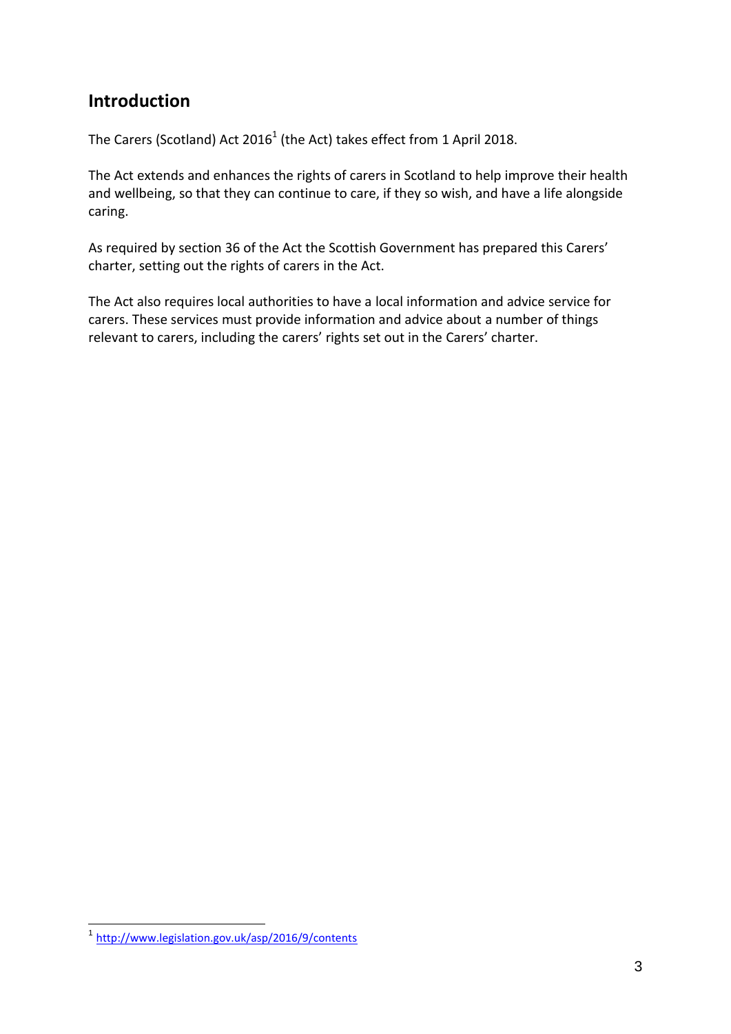## Introduction

The Carers (Scotland) Act 2016[1] (the Act) takes effect from 1 April 2018.

The Act extends and enhances the rights of carers in Scotland to help improve their health and wellbeing, so that they can continue to care, if they so wish, and have a life alongside caring.

As required by section 36 of the Act the Scottish Government has prepared this Carers' charter, setting out the rights of carers in the Act.

The Act also requires local authorities to have a local information and advice service for carers. These services must provide information and advice about a number of things relevant to carers, including the carers' rights set out in the Carers' charter.

[1] http://www.legislation.gov.uk/asp/2016/9/contents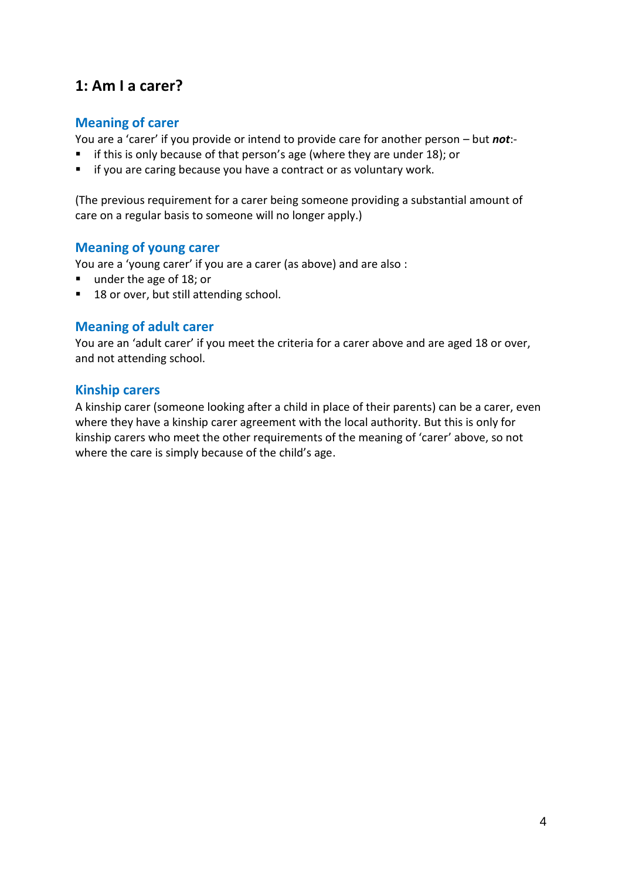## 1: Am I a carer?

### Meaning of carer

You are a 'carer' if you provide or intend to provide care for another person – but ***not***:-

- if this is only because of that person's age (where they are under 18); or
- if you are caring because you have a contract or as voluntary work.

(The previous requirement for a carer being someone providing a substantial amount of care on a regular basis to someone will no longer apply.)

### Meaning of young carer

You are a 'young carer' if you are a carer (as above) and are also :

- under the age of 18; or
- 18 or over, but still attending school.

### Meaning of adult carer

You are an 'adult carer' if you meet the criteria for a carer above and are aged 18 or over, and not attending school.

### Kinship carers

A kinship carer (someone looking after a child in place of their parents) can be a carer, even where they have a kinship carer agreement with the local authority. But this is only for kinship carers who meet the other requirements of the meaning of 'carer' above, so not where the care is simply because of the child's age.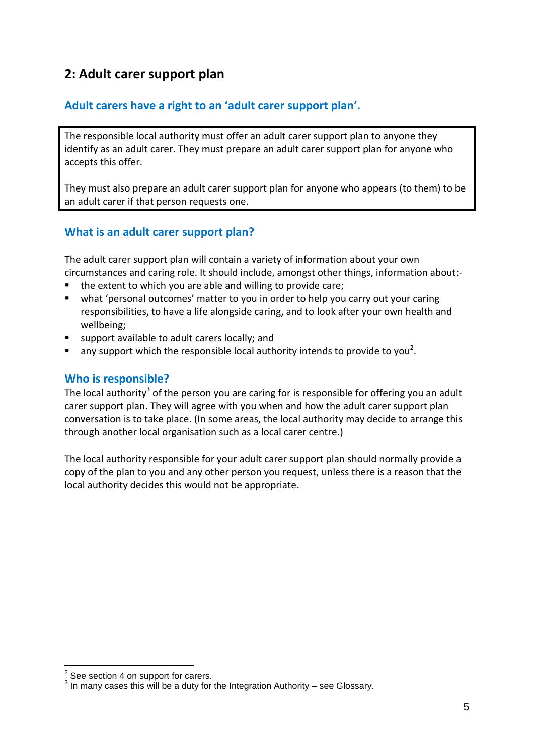## 2: Adult carer support plan

### Adult carers have a right to an 'adult carer support plan'.

> The responsible local authority must offer an adult carer support plan to anyone they identify as an adult carer. They must prepare an adult carer support plan for anyone who accepts this offer.
>
> They must also prepare an adult carer support plan for anyone who appears (to them) to be an adult carer if that person requests one.

### What is an adult carer support plan?

The adult carer support plan will contain a variety of information about your own circumstances and caring role. It should include, amongst other things, information about:-

- the extent to which you are able and willing to provide care;
- what 'personal outcomes' matter to you in order to help you carry out your caring responsibilities, to have a life alongside caring, and to look after your own health and wellbeing;
- support available to adult carers locally; and
- any support which the responsible local authority intends to provide to you[2].

### Who is responsible?

The local authority[3] of the person you are caring for is responsible for offering you an adult carer support plan. They will agree with you when and how the adult carer support plan conversation is to take place. (In some areas, the local authority may decide to arrange this through another local organisation such as a local carer centre.)

The local authority responsible for your adult carer support plan should normally provide a copy of the plan to you and any other person you request, unless there is a reason that the local authority decides this would not be appropriate.

---

[2] See section 4 on support for carers.

[3] In many cases this will be a duty for the Integration Authority – see Glossary.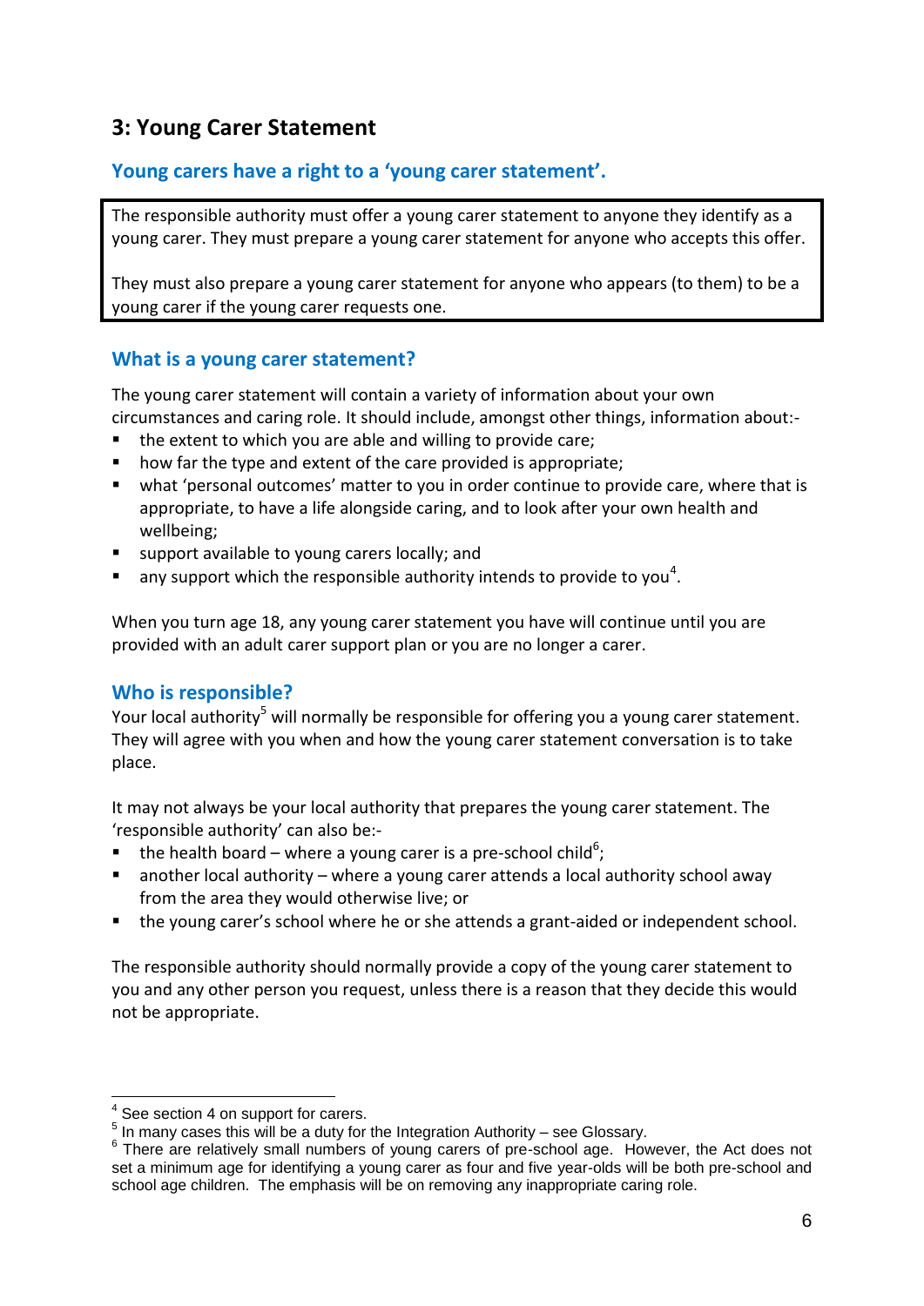## 3: Young Carer Statement

### Young carers have a right to a 'young carer statement'.

> The responsible authority must offer a young carer statement to anyone they identify as a young carer. They must prepare a young carer statement for anyone who accepts this offer.
>
> They must also prepare a young carer statement for anyone who appears (to them) to be a young carer if the young carer requests one.

### What is a young carer statement?

The young carer statement will contain a variety of information about your own circumstances and caring role. It should include, amongst other things, information about:-

- the extent to which you are able and willing to provide care;
- how far the type and extent of the care provided is appropriate;
- what 'personal outcomes' matter to you in order continue to provide care, where that is appropriate, to have a life alongside caring, and to look after your own health and wellbeing;
- support available to young carers locally; and
- any support which the responsible authority intends to provide to you[4].

When you turn age 18, any young carer statement you have will continue until you are provided with an adult carer support plan or you are no longer a carer.

### Who is responsible?

Your local authority[5] will normally be responsible for offering you a young carer statement. They will agree with you when and how the young carer statement conversation is to take place.

It may not always be your local authority that prepares the young carer statement. The 'responsible authority' can also be:-

- the health board – where a young carer is a pre-school child[6];
- another local authority – where a young carer attends a local authority school away from the area they would otherwise live; or
- the young carer's school where he or she attends a grant-aided or independent school.

The responsible authority should normally provide a copy of the young carer statement to you and any other person you request, unless there is a reason that they decide this would not be appropriate.

---

[4] See section 4 on support for carers.

[5] In many cases this will be a duty for the Integration Authority – see Glossary.

[6] There are relatively small numbers of young carers of pre-school age. However, the Act does not set a minimum age for identifying a young carer as four and five year-olds will be both pre-school and school age children. The emphasis will be on removing any inappropriate caring role.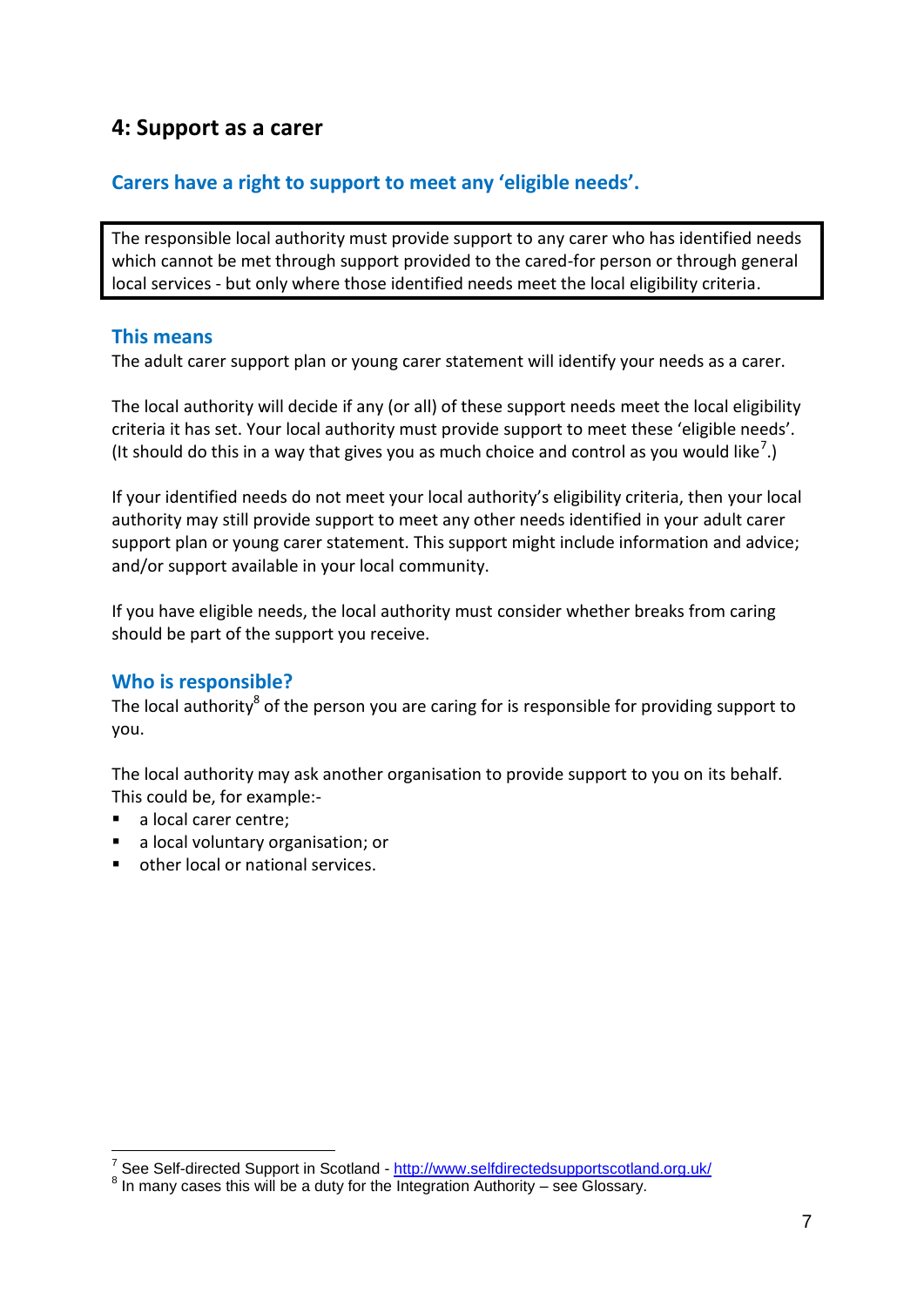## 4: Support as a carer

### Carers have a right to support to meet any 'eligible needs'.

> The responsible local authority must provide support to any carer who has identified needs which cannot be met through support provided to the cared-for person or through general local services - but only where those identified needs meet the local eligibility criteria.

### This means

The adult carer support plan or young carer statement will identify your needs as a carer.

The local authority will decide if any (or all) of these support needs meet the local eligibility criteria it has set. Your local authority must provide support to meet these 'eligible needs'. (It should do this in a way that gives you as much choice and control as you would like[7].)

If your identified needs do not meet your local authority's eligibility criteria, then your local authority may still provide support to meet any other needs identified in your adult carer support plan or young carer statement. This support might include information and advice; and/or support available in your local community.

If you have eligible needs, the local authority must consider whether breaks from caring should be part of the support you receive.

### Who is responsible?

The local authority[8] of the person you are caring for is responsible for providing support to you.

The local authority may ask another organisation to provide support to you on its behalf. This could be, for example:-

- a local carer centre;
- a local voluntary organisation; or
- other local or national services.

---

[7] See Self-directed Support in Scotland - http://www.selfdirectedsupportscotland.org.uk/

[8] In many cases this will be a duty for the Integration Authority – see Glossary.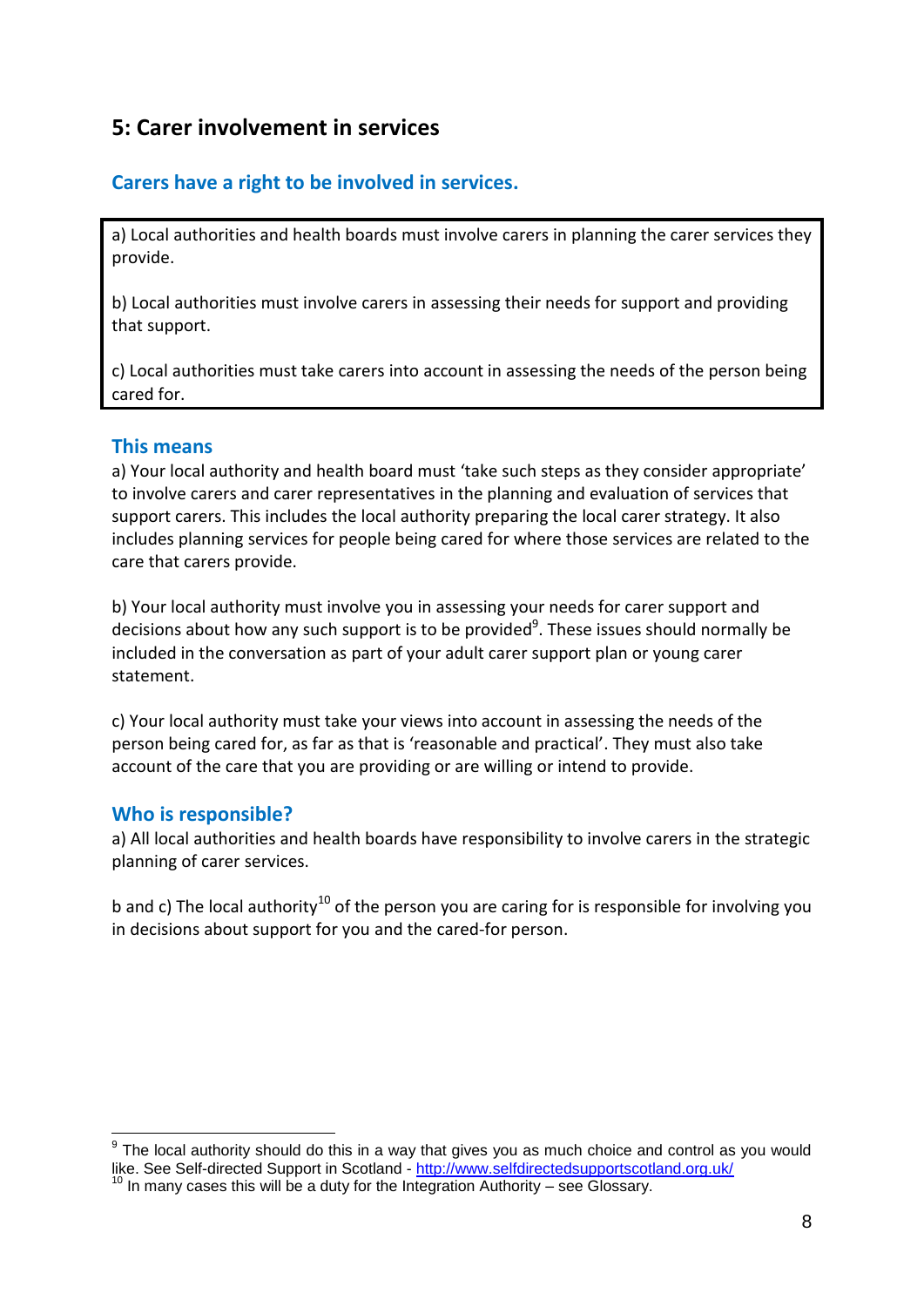## 5: Carer involvement in services

### Carers have a right to be involved in services.

a) Local authorities and health boards must involve carers in planning the carer services they provide.

b) Local authorities must involve carers in assessing their needs for support and providing that support.

c) Local authorities must take carers into account in assessing the needs of the person being cared for.

### This means

a) Your local authority and health board must 'take such steps as they consider appropriate' to involve carers and carer representatives in the planning and evaluation of services that support carers. This includes the local authority preparing the local carer strategy. It also includes planning services for people being cared for where those services are related to the care that carers provide.

b) Your local authority must involve you in assessing your needs for carer support and decisions about how any such support is to be provided[9]. These issues should normally be included in the conversation as part of your adult carer support plan or young carer statement.

c) Your local authority must take your views into account in assessing the needs of the person being cared for, as far as that is 'reasonable and practical'. They must also take account of the care that you are providing or are willing or intend to provide.

### Who is responsible?

a) All local authorities and health boards have responsibility to involve carers in the strategic planning of carer services.

b and c) The local authority[10] of the person you are caring for is responsible for involving you in decisions about support for you and the cared-for person.

---

[9] The local authority should do this in a way that gives you as much choice and control as you would like. See Self-directed Support in Scotland - http://www.selfdirectedsupportscotland.org.uk/

[10] In many cases this will be a duty for the Integration Authority – see Glossary.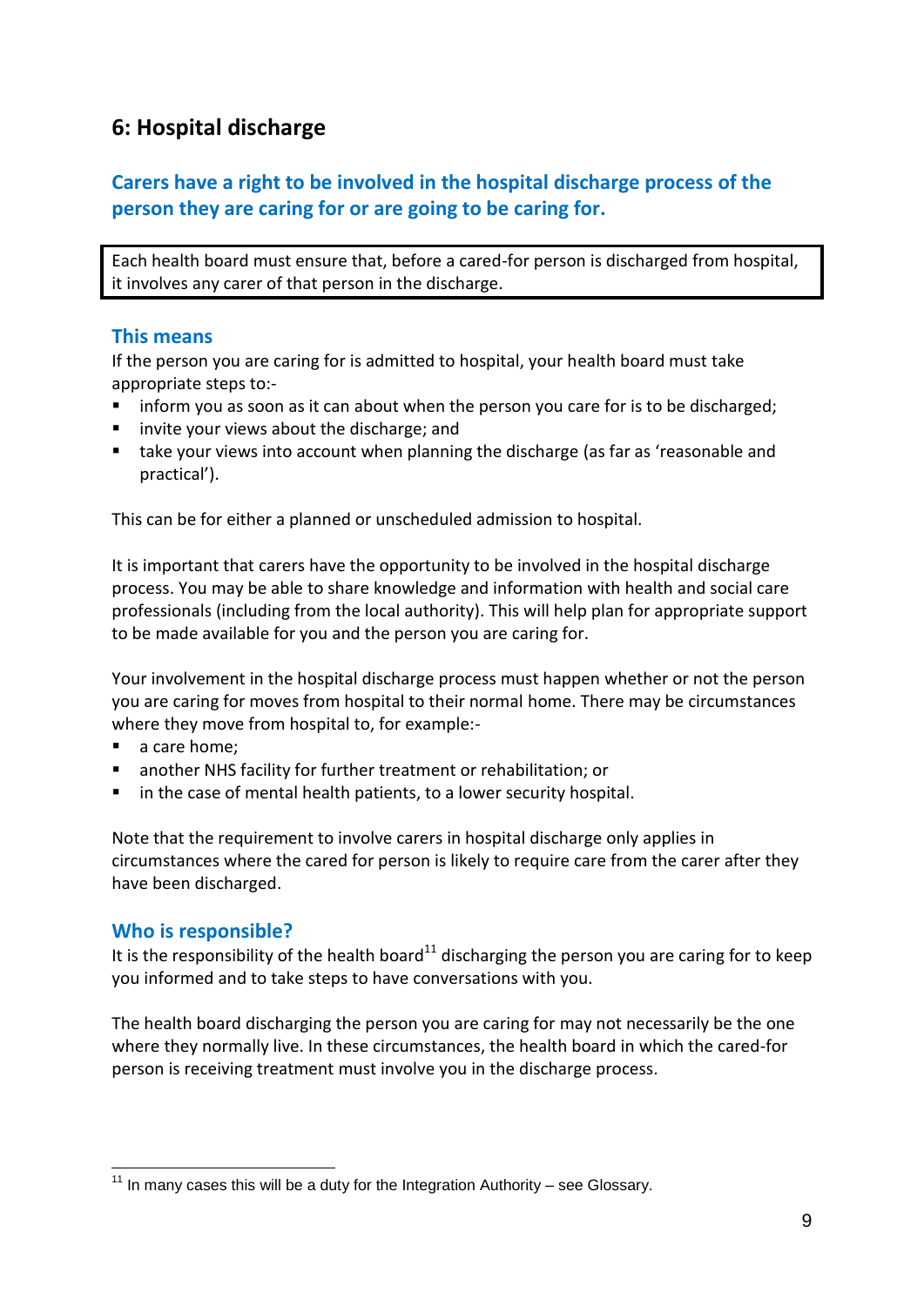## 6: Hospital discharge

### Carers have a right to be involved in the hospital discharge process of the person they are caring for or are going to be caring for.

> Each health board must ensure that, before a cared-for person is discharged from hospital, it involves any carer of that person in the discharge.

### This means

If the person you are caring for is admitted to hospital, your health board must take appropriate steps to:-

- inform you as soon as it can about when the person you care for is to be discharged;
- invite your views about the discharge; and
- take your views into account when planning the discharge (as far as 'reasonable and practical').

This can be for either a planned or unscheduled admission to hospital.

It is important that carers have the opportunity to be involved in the hospital discharge process. You may be able to share knowledge and information with health and social care professionals (including from the local authority). This will help plan for appropriate support to be made available for you and the person you are caring for.

Your involvement in the hospital discharge process must happen whether or not the person you are caring for moves from hospital to their normal home. There may be circumstances where they move from hospital to, for example:-

- a care home;
- another NHS facility for further treatment or rehabilitation; or
- in the case of mental health patients, to a lower security hospital.

Note that the requirement to involve carers in hospital discharge only applies in circumstances where the cared for person is likely to require care from the carer after they have been discharged.

### Who is responsible?

It is the responsibility of the health board[11] discharging the person you are caring for to keep you informed and to take steps to have conversations with you.

The health board discharging the person you are caring for may not necessarily be the one where they normally live. In these circumstances, the health board in which the cared-for person is receiving treatment must involve you in the discharge process.

---

[11] In many cases this will be a duty for the Integration Authority – see Glossary.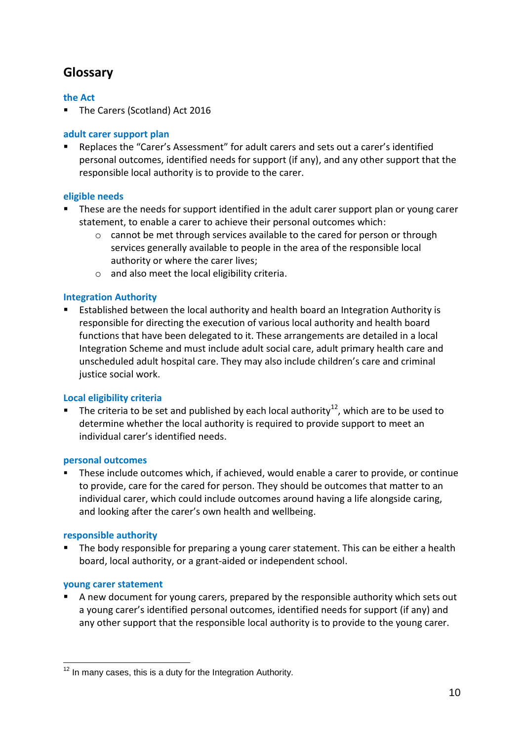## Glossary

**the Act**

- The Carers (Scotland) Act 2016

**adult carer support plan**

- Replaces the "Carer's Assessment" for adult carers and sets out a carer's identified personal outcomes, identified needs for support (if any), and any other support that the responsible local authority is to provide to the carer.

**eligible needs**

- These are the needs for support identified in the adult carer support plan or young carer statement, to enable a carer to achieve their personal outcomes which:
  - cannot be met through services available to the cared for person or through services generally available to people in the area of the responsible local authority or where the carer lives;
  - and also meet the local eligibility criteria.

**Integration Authority**

- Established between the local authority and health board an Integration Authority is responsible for directing the execution of various local authority and health board functions that have been delegated to it. These arrangements are detailed in a local Integration Scheme and must include adult social care, adult primary health care and unscheduled adult hospital care. They may also include children's care and criminal justice social work.

**Local eligibility criteria**

- The criteria to be set and published by each local authority[12], which are to be used to determine whether the local authority is required to provide support to meet an individual carer's identified needs.

**personal outcomes**

- These include outcomes which, if achieved, would enable a carer to provide, or continue to provide, care for the cared for person. They should be outcomes that matter to an individual carer, which could include outcomes around having a life alongside caring, and looking after the carer's own health and wellbeing.

**responsible authority**

- The body responsible for preparing a young carer statement. This can be either a health board, local authority, or a grant-aided or independent school.

**young carer statement**

- A new document for young carers, prepared by the responsible authority which sets out a young carer's identified personal outcomes, identified needs for support (if any) and any other support that the responsible local authority is to provide to the young carer.

---

[12] In many cases, this is a duty for the Integration Authority.